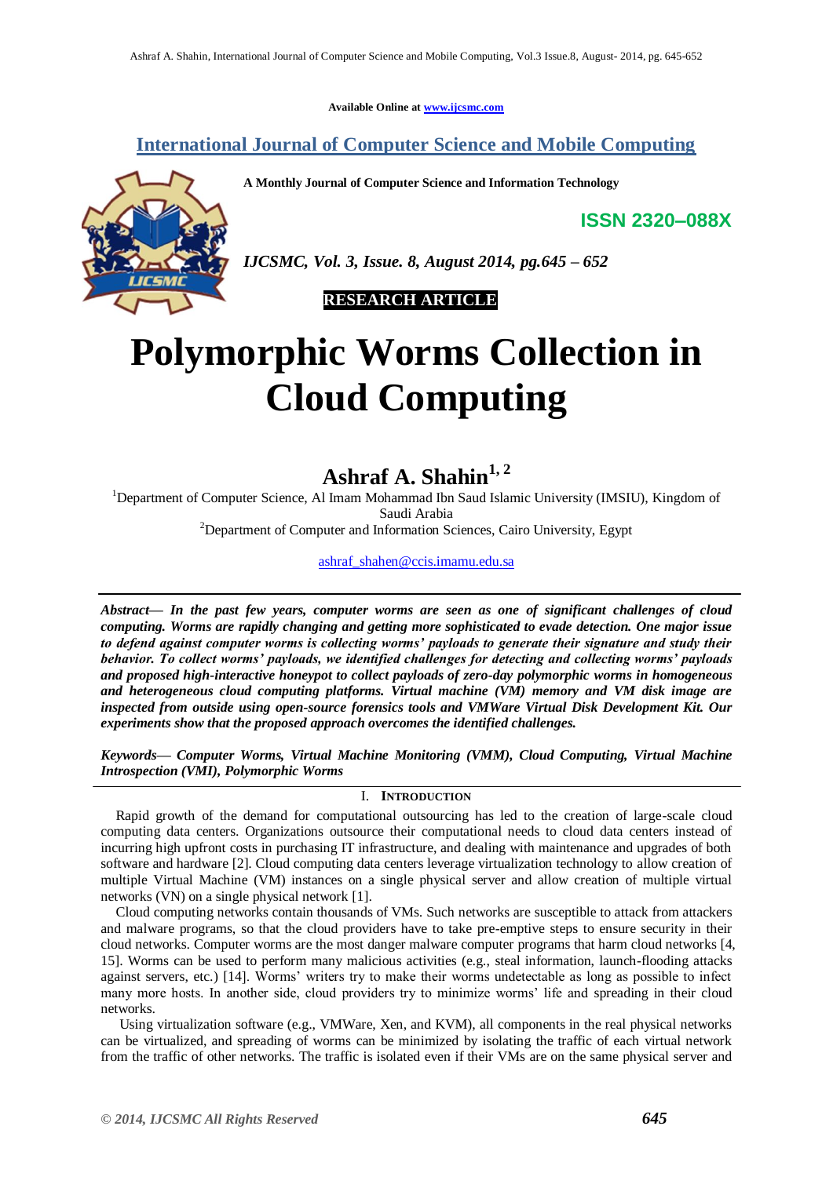Available Online at www.ijcsmc.com

## International Journal of Computer Science and Mobile Computing

**A Monthly Journal of Computer Science and Information Technology**

**ISSN 2320–088X**

*IJCSMC, Vol. 3, Issue. 8, August 2014, pg.645 – 652*

**RESEARCH ARTICLE**

# Polymorphic Worms Collection in Cloud Computing

**Ashraf A. Shahin[1, 2]**

[1]Department of Computer Science, Al Imam Mohammad Ibn Saud Islamic University (IMSIU), Kingdom of Saudi Arabia

[2]Department of Computer and Information Sciences, Cairo University, Egypt

ashraf_shahen@ccis.imamu.edu.sa

***Abstract*— *In the past few years, computer worms are seen as one of significant challenges of cloud computing. Worms are rapidly changing and getting more sophisticated to evade detection. One major issue to defend against computer worms is collecting worms' payloads to generate their signature and study their behavior. To collect worms' payloads, we identified challenges for detecting and collecting worms' payloads and proposed high-interactive honeypot to collect payloads of zero-day polymorphic worms in homogeneous and heterogeneous cloud computing platforms. Virtual machine (VM) memory and VM disk image are inspected from outside using open-source forensics tools and VMWare Virtual Disk Development Kit. Our experiments show that the proposed approach overcomes the identified challenges.***

***Keywords*— *Computer Worms, Virtual Machine Monitoring (VMM), Cloud Computing, Virtual Machine Introspection (VMI), Polymorphic Worms***

## I. INTRODUCTION

Rapid growth of the demand for computational outsourcing has led to the creation of large-scale cloud computing data centers. Organizations outsource their computational needs to cloud data centers instead of incurring high upfront costs in purchasing IT infrastructure, and dealing with maintenance and upgrades of both software and hardware [2]. Cloud computing data centers leverage virtualization technology to allow creation of multiple Virtual Machine (VM) instances on a single physical server and allow creation of multiple virtual networks (VN) on a single physical network [1].

Cloud computing networks contain thousands of VMs. Such networks are susceptible to attack from attackers and malware programs, so that the cloud providers have to take pre-emptive steps to ensure security in their cloud networks. Computer worms are the most danger malware computer programs that harm cloud networks [4, 15]. Worms can be used to perform many malicious activities (e.g., steal information, launch-flooding attacks against servers, etc.) [14]. Worms' writers try to make their worms undetectable as long as possible to infect many more hosts. In another side, cloud providers try to minimize worms' life and spreading in their cloud networks.

Using virtualization software (e.g., VMWare, Xen, and KVM), all components in the real physical networks can be virtualized, and spreading of worms can be minimized by isolating the traffic of each virtual network from the traffic of other networks. The traffic is isolated even if their VMs are on the same physical server and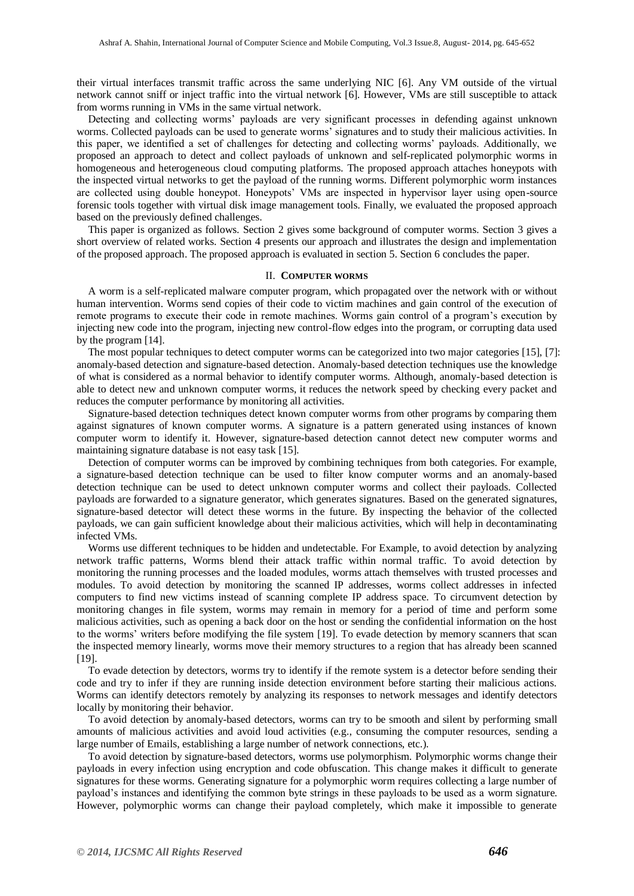their virtual interfaces transmit traffic across the same underlying NIC [6]. Any VM outside of the virtual network cannot sniff or inject traffic into the virtual network [6]. However, VMs are still susceptible to attack from worms running in VMs in the same virtual network.

Detecting and collecting worms' payloads are very significant processes in defending against unknown worms. Collected payloads can be used to generate worms' signatures and to study their malicious activities. In this paper, we identified a set of challenges for detecting and collecting worms' payloads. Additionally, we proposed an approach to detect and collect payloads of unknown and self-replicated polymorphic worms in homogeneous and heterogeneous cloud computing platforms. The proposed approach attaches honeypots with the inspected virtual networks to get the payload of the running worms. Different polymorphic worm instances are collected using double honeypot. Honeypots' VMs are inspected in hypervisor layer using open-source forensic tools together with virtual disk image management tools. Finally, we evaluated the proposed approach based on the previously defined challenges.

This paper is organized as follows. Section 2 gives some background of computer worms. Section 3 gives a short overview of related works. Section 4 presents our approach and illustrates the design and implementation of the proposed approach. The proposed approach is evaluated in section 5. Section 6 concludes the paper.

## II. Computer worms

A worm is a self-replicated malware computer program, which propagated over the network with or without human intervention. Worms send copies of their code to victim machines and gain control of the execution of remote programs to execute their code in remote machines. Worms gain control of a program's execution by injecting new code into the program, injecting new control-flow edges into the program, or corrupting data used by the program [14].

The most popular techniques to detect computer worms can be categorized into two major categories [15], [7]: anomaly-based detection and signature-based detection. Anomaly-based detection techniques use the knowledge of what is considered as a normal behavior to identify computer worms. Although, anomaly-based detection is able to detect new and unknown computer worms, it reduces the network speed by checking every packet and reduces the computer performance by monitoring all activities.

Signature-based detection techniques detect known computer worms from other programs by comparing them against signatures of known computer worms. A signature is a pattern generated using instances of known computer worm to identify it. However, signature-based detection cannot detect new computer worms and maintaining signature database is not easy task [15].

Detection of computer worms can be improved by combining techniques from both categories. For example, a signature-based detection technique can be used to filter know computer worms and an anomaly-based detection technique can be used to detect unknown computer worms and collect their payloads. Collected payloads are forwarded to a signature generator, which generates signatures. Based on the generated signatures, signature-based detector will detect these worms in the future. By inspecting the behavior of the collected payloads, we can gain sufficient knowledge about their malicious activities, which will help in decontaminating infected VMs.

Worms use different techniques to be hidden and undetectable. For Example, to avoid detection by analyzing network traffic patterns, Worms blend their attack traffic within normal traffic. To avoid detection by monitoring the running processes and the loaded modules, worms attach themselves with trusted processes and modules. To avoid detection by monitoring the scanned IP addresses, worms collect addresses in infected computers to find new victims instead of scanning complete IP address space. To circumvent detection by monitoring changes in file system, worms may remain in memory for a period of time and perform some malicious activities, such as opening a back door on the host or sending the confidential information on the host to the worms' writers before modifying the file system [19]. To evade detection by memory scanners that scan the inspected memory linearly, worms move their memory structures to a region that has already been scanned [19].

To evade detection by detectors, worms try to identify if the remote system is a detector before sending their code and try to infer if they are running inside detection environment before starting their malicious actions. Worms can identify detectors remotely by analyzing its responses to network messages and identify detectors locally by monitoring their behavior.

To avoid detection by anomaly-based detectors, worms can try to be smooth and silent by performing small amounts of malicious activities and avoid loud activities (e.g., consuming the computer resources, sending a large number of Emails, establishing a large number of network connections, etc.).

To avoid detection by signature-based detectors, worms use polymorphism. Polymorphic worms change their payloads in every infection using encryption and code obfuscation. This change makes it difficult to generate signatures for these worms. Generating signature for a polymorphic worm requires collecting a large number of payload's instances and identifying the common byte strings in these payloads to be used as a worm signature. However, polymorphic worms can change their payload completely, which make it impossible to generate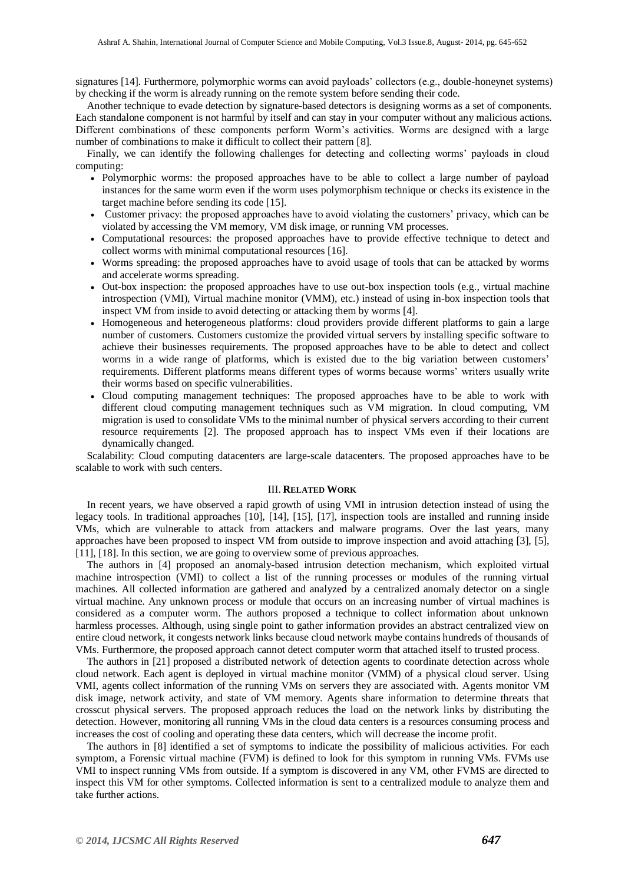signatures [14]. Furthermore, polymorphic worms can avoid payloads' collectors (e.g., double-honeynet systems) by checking if the worm is already running on the remote system before sending their code.

Another technique to evade detection by signature-based detectors is designing worms as a set of components. Each standalone component is not harmful by itself and can stay in your computer without any malicious actions. Different combinations of these components perform Worm's activities. Worms are designed with a large number of combinations to make it difficult to collect their pattern [8].

Finally, we can identify the following challenges for detecting and collecting worms' payloads in cloud computing:

- Polymorphic worms: the proposed approaches have to be able to collect a large number of payload instances for the same worm even if the worm uses polymorphism technique or checks its existence in the target machine before sending its code [15].
- Customer privacy: the proposed approaches have to avoid violating the customers' privacy, which can be violated by accessing the VM memory, VM disk image, or running VM processes.
- Computational resources: the proposed approaches have to provide effective technique to detect and collect worms with minimal computational resources [16].
- Worms spreading: the proposed approaches have to avoid usage of tools that can be attacked by worms and accelerate worms spreading.
- Out-box inspection: the proposed approaches have to use out-box inspection tools (e.g., virtual machine introspection (VMI), Virtual machine monitor (VMM), etc.) instead of using in-box inspection tools that inspect VM from inside to avoid detecting or attacking them by worms [4].
- Homogeneous and heterogeneous platforms: cloud providers provide different platforms to gain a large number of customers. Customers customize the provided virtual servers by installing specific software to achieve their businesses requirements. The proposed approaches have to be able to detect and collect worms in a wide range of platforms, which is existed due to the big variation between customers' requirements. Different platforms means different types of worms because worms' writers usually write their worms based on specific vulnerabilities.
- Cloud computing management techniques: The proposed approaches have to be able to work with different cloud computing management techniques such as VM migration. In cloud computing, VM migration is used to consolidate VMs to the minimal number of physical servers according to their current resource requirements [2]. The proposed approach has to inspect VMs even if their locations are dynamically changed.

Scalability: Cloud computing datacenters are large-scale datacenters. The proposed approaches have to be scalable to work with such centers.

## III. Related Work

In recent years, we have observed a rapid growth of using VMI in intrusion detection instead of using the legacy tools. In traditional approaches [10], [14], [15], [17], inspection tools are installed and running inside VMs, which are vulnerable to attack from attackers and malware programs. Over the last years, many approaches have been proposed to inspect VM from outside to improve inspection and avoid attaching [3], [5], [11], [18]. In this section, we are going to overview some of previous approaches.

The authors in [4] proposed an anomaly-based intrusion detection mechanism, which exploited virtual machine introspection (VMI) to collect a list of the running processes or modules of the running virtual machines. All collected information are gathered and analyzed by a centralized anomaly detector on a single virtual machine. Any unknown process or module that occurs on an increasing number of virtual machines is considered as a computer worm. The authors proposed a technique to collect information about unknown harmless processes. Although, using single point to gather information provides an abstract centralized view on entire cloud network, it congests network links because cloud network maybe contains hundreds of thousands of VMs. Furthermore, the proposed approach cannot detect computer worm that attached itself to trusted process.

The authors in [21] proposed a distributed network of detection agents to coordinate detection across whole cloud network. Each agent is deployed in virtual machine monitor (VMM) of a physical cloud server. Using VMI, agents collect information of the running VMs on servers they are associated with. Agents monitor VM disk image, network activity, and state of VM memory. Agents share information to determine threats that crosscut physical servers. The proposed approach reduces the load on the network links by distributing the detection. However, monitoring all running VMs in the cloud data centers is a resources consuming process and increases the cost of cooling and operating these data centers, which will decrease the income profit.

The authors in [8] identified a set of symptoms to indicate the possibility of malicious activities. For each symptom, a Forensic virtual machine (FVM) is defined to look for this symptom in running VMs. FVMs use VMI to inspect running VMs from outside. If a symptom is discovered in any VM, other FVMS are directed to inspect this VM for other symptoms. Collected information is sent to a centralized module to analyze them and take further actions.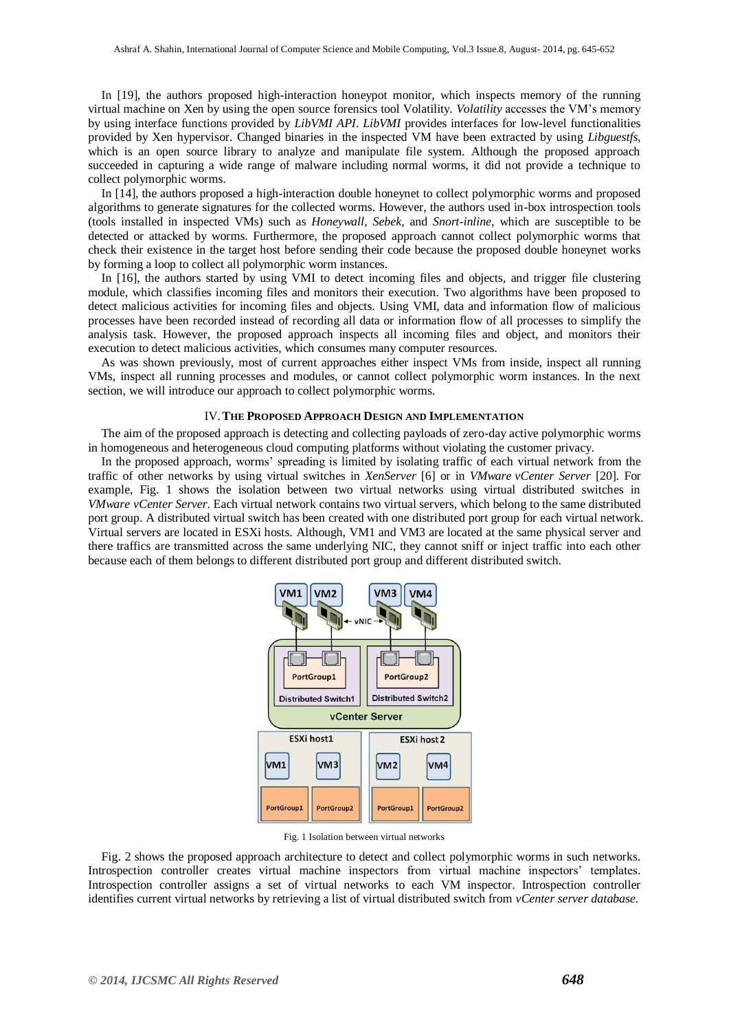In [19], the authors proposed high-interaction honeypot monitor, which inspects memory of the running virtual machine on Xen by using the open source forensics tool Volatility. *Volatility* accesses the VM's memory by using interface functions provided by *LibVMI API*. *LibVMI* provides interfaces for low-level functionalities provided by Xen hypervisor. Changed binaries in the inspected VM have been extracted by using *Libguestfs*, which is an open source library to analyze and manipulate file system. Although the proposed approach succeeded in capturing a wide range of malware including normal worms, it did not provide a technique to collect polymorphic worms.

In [14], the authors proposed a high-interaction double honeynet to collect polymorphic worms and proposed algorithms to generate signatures for the collected worms. However, the authors used in-box introspection tools (tools installed in inspected VMs) such as *Honeywall*, *Sebek*, and *Snort-inline*, which are susceptible to be detected or attacked by worms. Furthermore, the proposed approach cannot collect polymorphic worms that check their existence in the target host before sending their code because the proposed double honeynet works by forming a loop to collect all polymorphic worm instances.

In [16], the authors started by using VMI to detect incoming files and objects, and trigger file clustering module, which classifies incoming files and monitors their execution. Two algorithms have been proposed to detect malicious activities for incoming files and objects. Using VMI, data and information flow of malicious processes have been recorded instead of recording all data or information flow of all processes to simplify the analysis task. However, the proposed approach inspects all incoming files and object, and monitors their execution to detect malicious activities, which consumes many computer resources.

As was shown previously, most of current approaches either inspect VMs from inside, inspect all running VMs, inspect all running processes and modules, or cannot collect polymorphic worm instances. In the next section, we will introduce our approach to collect polymorphic worms.

## IV. The Proposed Approach Design and Implementation

The aim of the proposed approach is detecting and collecting payloads of zero-day active polymorphic worms in homogeneous and heterogeneous cloud computing platforms without violating the customer privacy.

In the proposed approach, worms' spreading is limited by isolating traffic of each virtual network from the traffic of other networks by using virtual switches in *XenServer* [6] or in *VMware vCenter Server* [20]. For example, Fig. 1 shows the isolation between two virtual networks using virtual distributed switches in *VMware vCenter Server*. Each virtual network contains two virtual servers, which belong to the same distributed port group. A distributed virtual switch has been created with one distributed port group for each virtual network. Virtual servers are located in ESXi hosts. Although, VM1 and VM3 are located at the same physical server and there traffics are transmitted across the same underlying NIC, they cannot sniff or inject traffic into each other because each of them belongs to different distributed port group and different distributed switch.

Fig. 1 Isolation between virtual networks

Fig. 2 shows the proposed approach architecture to detect and collect polymorphic worms in such networks. Introspection controller creates virtual machine inspectors from virtual machine inspectors' templates. Introspection controller assigns a set of virtual networks to each VM inspector. Introspection controller identifies current virtual networks by retrieving a list of virtual distributed switch from *vCenter server database*.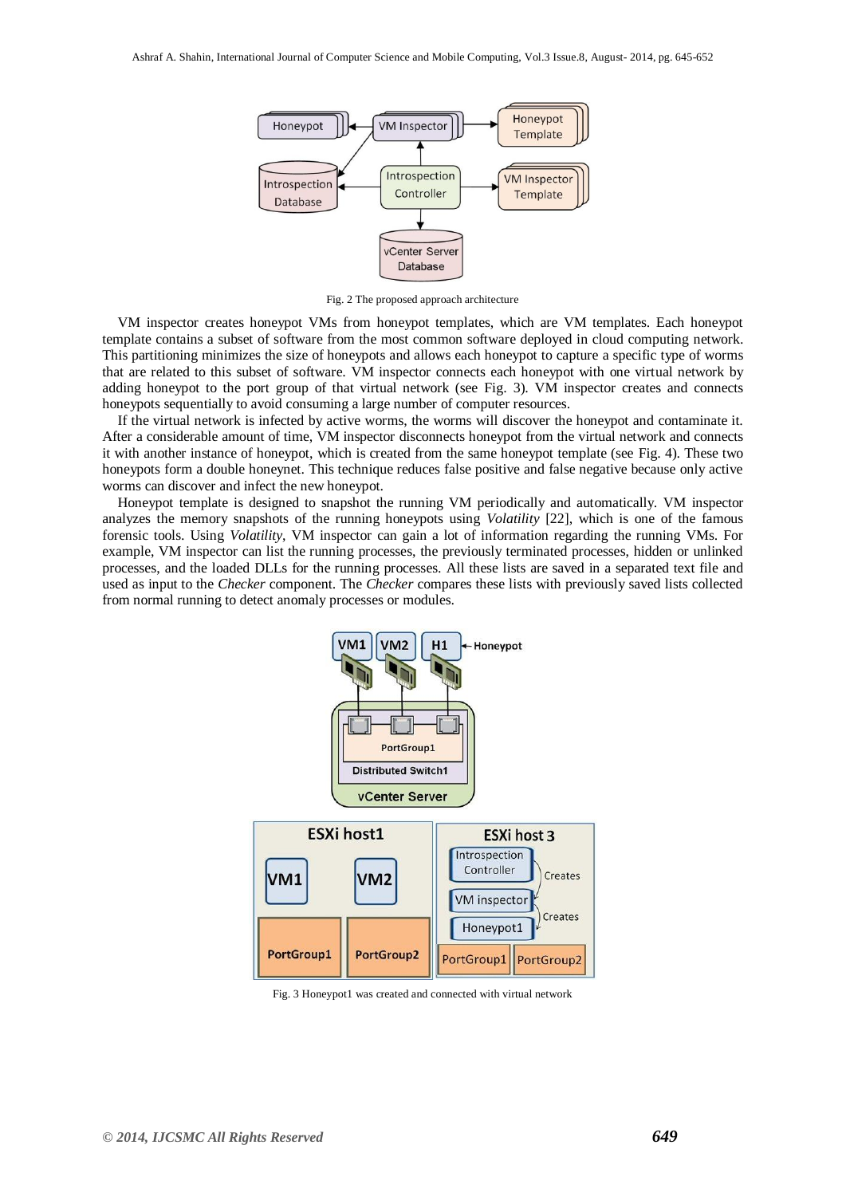Fig. 2 The proposed approach architecture

VM inspector creates honeypot VMs from honeypot templates, which are VM templates. Each honeypot template contains a subset of software from the most common software deployed in cloud computing network. This partitioning minimizes the size of honeypots and allows each honeypot to capture a specific type of worms that are related to this subset of software. VM inspector connects each honeypot with one virtual network by adding honeypot to the port group of that virtual network (see Fig. 3). VM inspector creates and connects honeypots sequentially to avoid consuming a large number of computer resources.

If the virtual network is infected by active worms, the worms will discover the honeypot and contaminate it. After a considerable amount of time, VM inspector disconnects honeypot from the virtual network and connects it with another instance of honeypot, which is created from the same honeypot template (see Fig. 4). These two honeypots form a double honeynet. This technique reduces false positive and false negative because only active worms can discover and infect the new honeypot.

Honeypot template is designed to snapshot the running VM periodically and automatically. VM inspector analyzes the memory snapshots of the running honeypots using *Volatility* [22], which is one of the famous forensic tools. Using *Volatility*, VM inspector can gain a lot of information regarding the running VMs. For example, VM inspector can list the running processes, the previously terminated processes, hidden or unlinked processes, and the loaded DLLs for the running processes. All these lists are saved in a separated text file and used as input to the *Checker* component. The *Checker* compares these lists with previously saved lists collected from normal running to detect anomaly processes or modules.

Fig. 3 Honeypot1 was created and connected with virtual network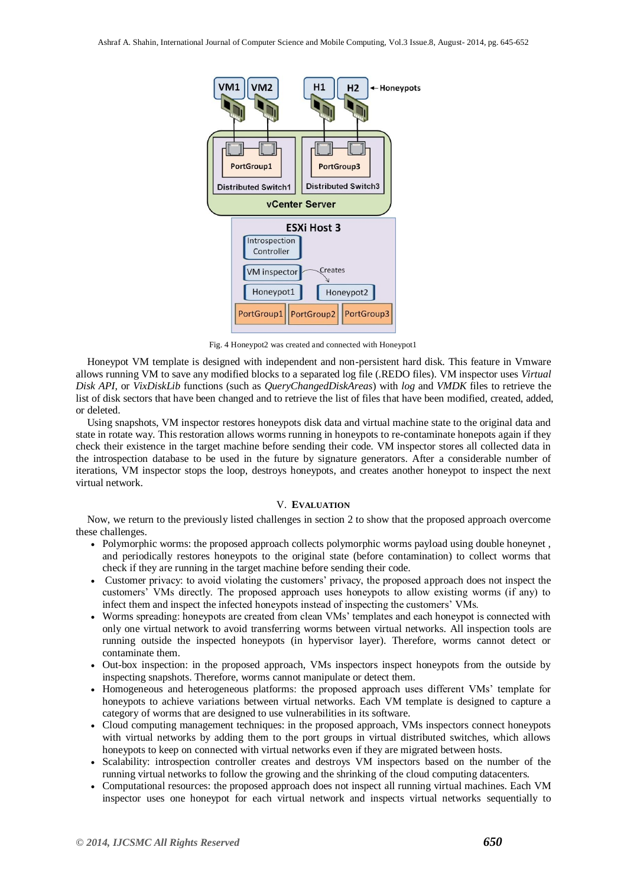Fig. 4 Honeypot2 was created and connected with Honeypot1

Honeypot VM template is designed with independent and non-persistent hard disk. This feature in Vmware allows running VM to save any modified blocks to a separated log file (.REDO files). VM inspector uses *Virtual Disk API*, or *VixDiskLib* functions (such as *QueryChangedDiskAreas*) with *log* and *VMDK* files to retrieve the list of disk sectors that have been changed and to retrieve the list of files that have been modified, created, added, or deleted.

Using snapshots, VM inspector restores honeypots disk data and virtual machine state to the original data and state in rotate way. This restoration allows worms running in honeypots to re-contaminate honepots again if they check their existence in the target machine before sending their code. VM inspector stores all collected data in the introspection database to be used in the future by signature generators. After a considerable number of iterations, VM inspector stops the loop, destroys honeypots, and creates another honeypot to inspect the next virtual network.

## V. EVALUATION

Now, we return to the previously listed challenges in section 2 to show that the proposed approach overcome these challenges.

- Polymorphic worms: the proposed approach collects polymorphic worms payload using double honeynet , and periodically restores honeypots to the original state (before contamination) to collect worms that check if they are running in the target machine before sending their code.
- Customer privacy: to avoid violating the customers' privacy, the proposed approach does not inspect the customers' VMs directly. The proposed approach uses honeypots to allow existing worms (if any) to infect them and inspect the infected honeypots instead of inspecting the customers' VMs.
- Worms spreading: honeypots are created from clean VMs' templates and each honeypot is connected with only one virtual network to avoid transferring worms between virtual networks. All inspection tools are running outside the inspected honeypots (in hypervisor layer). Therefore, worms cannot detect or contaminate them.
- Out-box inspection: in the proposed approach, VMs inspectors inspect honeypots from the outside by inspecting snapshots. Therefore, worms cannot manipulate or detect them.
- Homogeneous and heterogeneous platforms: the proposed approach uses different VMs' template for honeypots to achieve variations between virtual networks. Each VM template is designed to capture a category of worms that are designed to use vulnerabilities in its software.
- Cloud computing management techniques: in the proposed approach, VMs inspectors connect honeypots with virtual networks by adding them to the port groups in virtual distributed switches, which allows honeypots to keep on connected with virtual networks even if they are migrated between hosts.
- Scalability: introspection controller creates and destroys VM inspectors based on the number of the running virtual networks to follow the growing and the shrinking of the cloud computing datacenters.
- Computational resources: the proposed approach does not inspect all running virtual machines. Each VM inspector uses one honeypot for each virtual network and inspects virtual networks sequentially to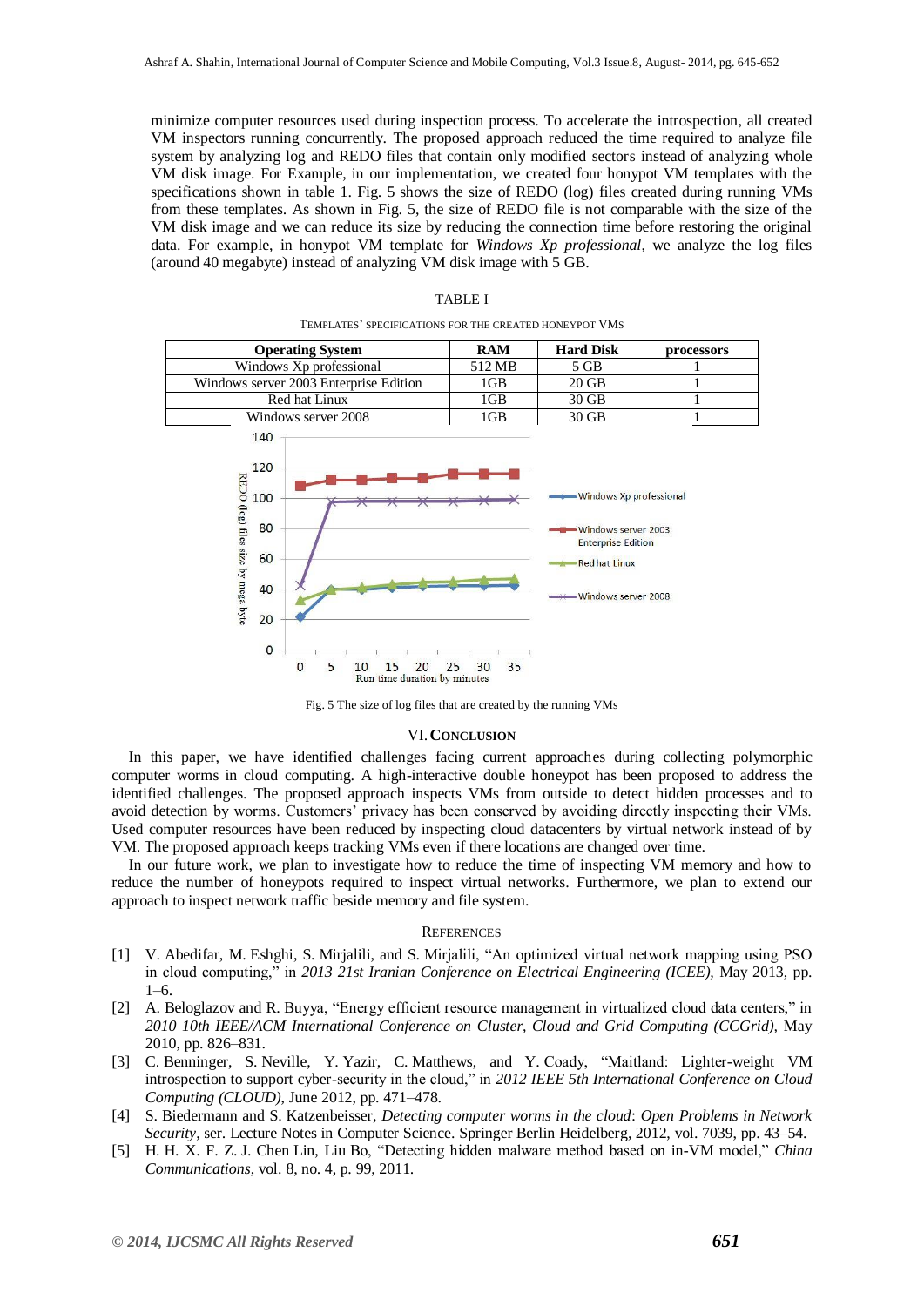minimize computer resources used during inspection process. To accelerate the introspection, all created VM inspectors running concurrently. The proposed approach reduced the time required to analyze file system by analyzing log and REDO files that contain only modified sectors instead of analyzing whole VM disk image. For Example, in our implementation, we created four honypot VM templates with the specifications shown in table 1. Fig. 5 shows the size of REDO (log) files created during running VMs from these templates. As shown in Fig. 5, the size of REDO file is not comparable with the size of the VM disk image and we can reduce its size by reducing the connection time before restoring the original data. For example, in honypot VM template for *Windows Xp professional*, we analyze the log files (around 40 megabyte) instead of analyzing VM disk image with 5 GB.

TABLE I

TEMPLATES' SPECIFICATIONS FOR THE CREATED HONEYPOT VMS

| Operating System | RAM | Hard Disk | processors |
|---|---|---|---|
| Windows Xp professional | 512 MB | 5 GB | 1 |
| Windows server 2003 Enterprise Edition | 1GB | 20 GB | 1 |
| Red hat Linux | 1GB | 30 GB | 1 |
| Windows server 2008 | 1GB | 30 GB | 1 |

Fig. 5 The size of log files that are created by the running VMs

## VI. CONCLUSION

In this paper, we have identified challenges facing current approaches during collecting polymorphic computer worms in cloud computing. A high-interactive double honeypot has been proposed to address the identified challenges. The proposed approach inspects VMs from outside to detect hidden processes and to avoid detection by worms. Customers' privacy has been conserved by avoiding directly inspecting their VMs. Used computer resources have been reduced by inspecting cloud datacenters by virtual network instead of by VM. The proposed approach keeps tracking VMs even if there locations are changed over time.

In our future work, we plan to investigate how to reduce the time of inspecting VM memory and how to reduce the number of honeypots required to inspect virtual networks. Furthermore, we plan to extend our approach to inspect network traffic beside memory and file system.

## REFERENCES

[1] V. Abedifar, M. Eshghi, S. Mirjalili, and S. Mirjalili, "An optimized virtual network mapping using PSO in cloud computing," in *2013 21st Iranian Conference on Electrical Engineering (ICEE)*, May 2013, pp. 1–6.

[2] A. Beloglazov and R. Buyya, "Energy efficient resource management in virtualized cloud data centers," in *2010 10th IEEE/ACM International Conference on Cluster, Cloud and Grid Computing (CCGrid)*, May 2010, pp. 826–831.

[3] C. Benninger, S. Neville, Y. Yazir, C. Matthews, and Y. Coady, "Maitland: Lighter-weight VM introspection to support cyber-security in the cloud," in *2012 IEEE 5th International Conference on Cloud Computing (CLOUD)*, June 2012, pp. 471–478.

[4] S. Biedermann and S. Katzenbeisser, *Detecting computer worms in the cloud*: *Open Problems in Network Security*, ser. Lecture Notes in Computer Science. Springer Berlin Heidelberg, 2012, vol. 7039, pp. 43–54.

[5] H. H. X. F. Z. J. Chen Lin, Liu Bo, "Detecting hidden malware method based on in-VM model," *China Communications*, vol. 8, no. 4, p. 99, 2011.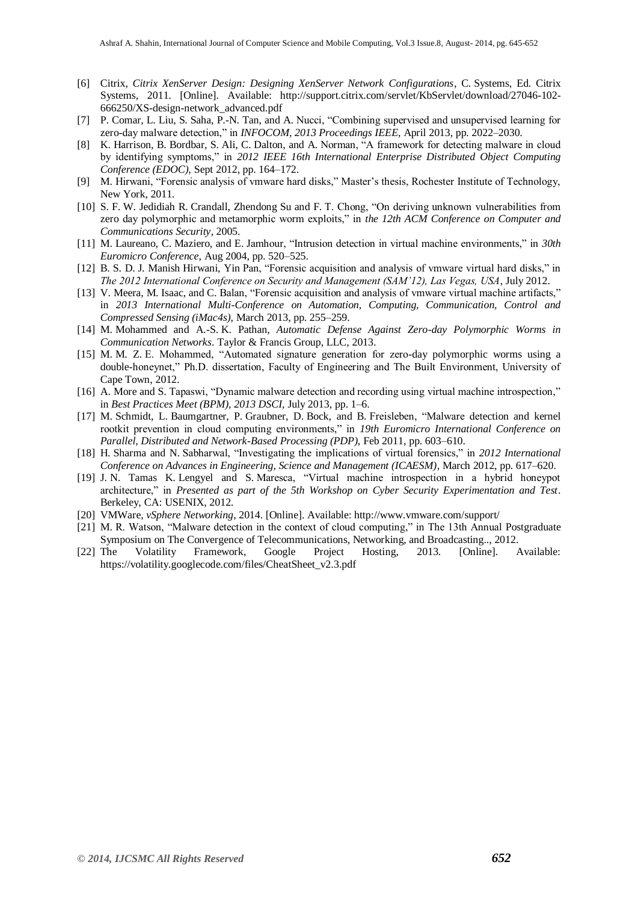[6] Citrix, *Citrix XenServer Design: Designing XenServer Network Configurations*, C. Systems, Ed. Citrix Systems, 2011. [Online]. Available: http://support.citrix.com/servlet/KbServlet/download/27046-102-666250/XS-design-network_advanced.pdf

[7] P. Comar, L. Liu, S. Saha, P.-N. Tan, and A. Nucci, "Combining supervised and unsupervised learning for zero-day malware detection," in *INFOCOM, 2013 Proceedings IEEE*, April 2013, pp. 2022–2030.

[8] K. Harrison, B. Bordbar, S. Ali, C. Dalton, and A. Norman, "A framework for detecting malware in cloud by identifying symptoms," in *2012 IEEE 16th International Enterprise Distributed Object Computing Conference (EDOC)*, Sept 2012, pp. 164–172.

[9] M. Hirwani, "Forensic analysis of vmware hard disks," Master's thesis, Rochester Institute of Technology, New York, 2011.

[10] S. F. W. Jedidiah R. Crandall, Zhendong Su and F. T. Chong, "On deriving unknown vulnerabilities from zero day polymorphic and metamorphic worm exploits," in *the 12th ACM Conference on Computer and Communications Security*, 2005.

[11] M. Laureano, C. Maziero, and E. Jamhour, "Intrusion detection in virtual machine environments," in *30th Euromicro Conference*, Aug 2004, pp. 520–525.

[12] B. S. D. J. Manish Hirwani, Yin Pan, "Forensic acquisition and analysis of vmware virtual hard disks," in *The 2012 International Conference on Security and Management (SAM'12), Las Vegas, USA*, July 2012.

[13] V. Meera, M. Isaac, and C. Balan, "Forensic acquisition and analysis of vmware virtual machine artifacts," in *2013 International Multi-Conference on Automation, Computing, Communication, Control and Compressed Sensing (iMac4s)*, March 2013, pp. 255–259.

[14] M. Mohammed and A.-S. K. Pathan, *Automatic Defense Against Zero-day Polymorphic Worms in Communication Networks*. Taylor & Francis Group, LLC, 2013.

[15] M. M. Z. E. Mohammed, "Automated signature generation for zero-day polymorphic worms using a double-honeynet," Ph.D. dissertation, Faculty of Engineering and The Built Environment, University of Cape Town, 2012.

[16] A. More and S. Tapaswi, "Dynamic malware detection and recording using virtual machine introspection," in *Best Practices Meet (BPM), 2013 DSCI*, July 2013, pp. 1–6.

[17] M. Schmidt, L. Baumgartner, P. Graubner, D. Bock, and B. Freisleben, "Malware detection and kernel rootkit prevention in cloud computing environments," in *19th Euromicro International Conference on Parallel, Distributed and Network-Based Processing (PDP)*, Feb 2011, pp. 603–610.

[18] H. Sharma and N. Sabharwal, "Investigating the implications of virtual forensics," in *2012 International Conference on Advances in Engineering, Science and Management (ICAESM)*, March 2012, pp. 617–620.

[19] J. N. Tamas K. Lengyel and S. Maresca, "Virtual machine introspection in a hybrid honeypot architecture," in *Presented as part of the 5th Workshop on Cyber Security Experimentation and Test*. Berkeley, CA: USENIX, 2012.

[20] VMWare, *vSphere Networking*, 2014. [Online]. Available: http://www.vmware.com/support/

[21] M. R. Watson, "Malware detection in the context of cloud computing," in The 13th Annual Postgraduate Symposium on The Convergence of Telecommunications, Networking, and Broadcasting.., 2012.

[22] The Volatility Framework, Google Project Hosting, 2013. [Online]. Available: https://volatility.googlecode.com/files/CheatSheet_v2.3.pdf